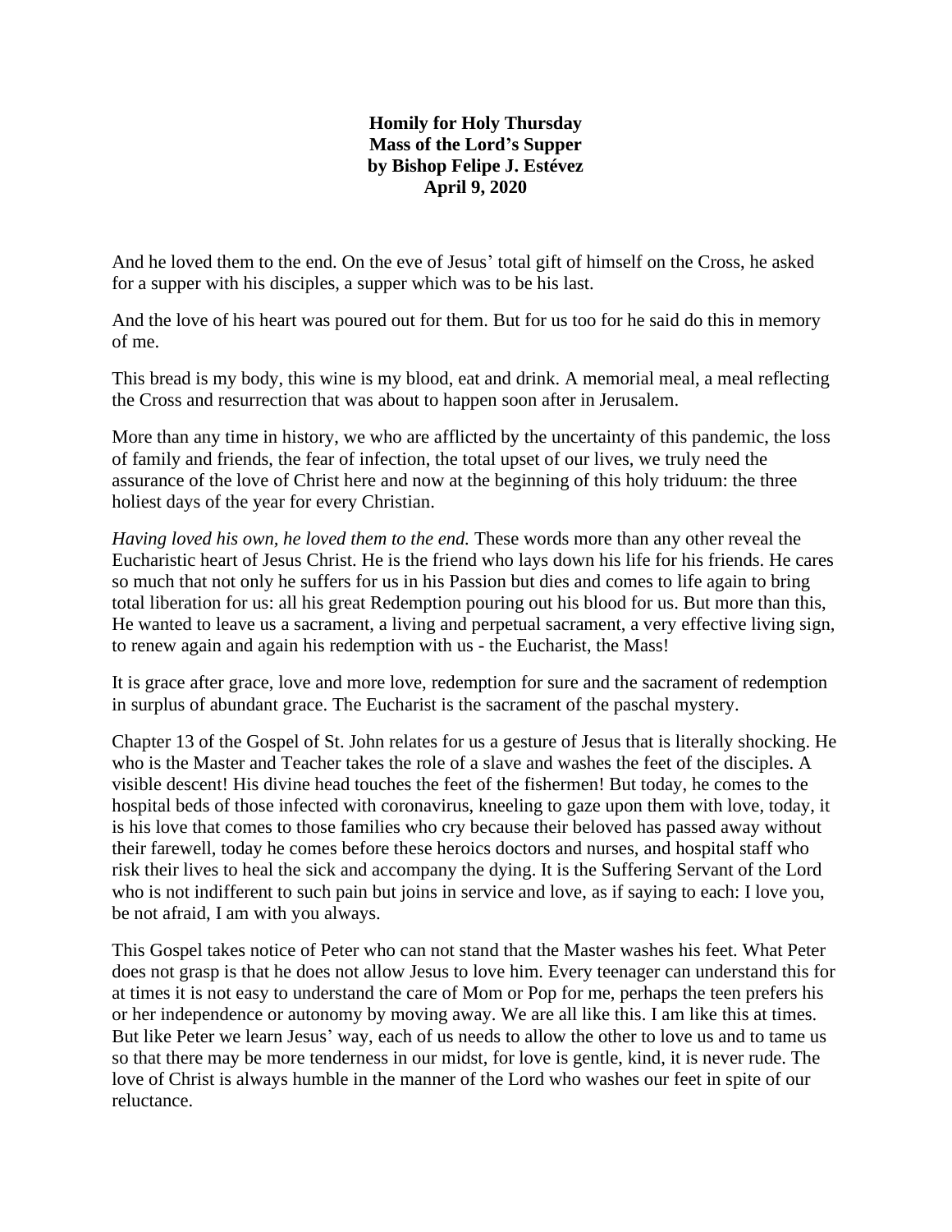**Homily for Holy Thursday**
**Mass of the Lord's Supper**
**by Bishop Felipe J. Estévez**
**April 9, 2020**

And he loved them to the end. On the eve of Jesus' total gift of himself on the Cross, he asked for a supper with his disciples, a supper which was to be his last.

And the love of his heart was poured out for them. But for us too for he said do this in memory of me.

This bread is my body, this wine is my blood, eat and drink. A memorial meal, a meal reflecting the Cross and resurrection that was about to happen soon after in Jerusalem.

More than any time in history, we who are afflicted by the uncertainty of this pandemic, the loss of family and friends, the fear of infection, the total upset of our lives, we truly need the assurance of the love of Christ here and now at the beginning of this holy triduum: the three holiest days of the year for every Christian.

*Having loved his own, he loved them to the end.* These words more than any other reveal the Eucharistic heart of Jesus Christ. He is the friend who lays down his life for his friends. He cares so much that not only he suffers for us in his Passion but dies and comes to life again to bring total liberation for us: all his great Redemption pouring out his blood for us. But more than this, He wanted to leave us a sacrament, a living and perpetual sacrament, a very effective living sign, to renew again and again his redemption with us - the Eucharist, the Mass!

It is grace after grace, love and more love, redemption for sure and the sacrament of redemption in surplus of abundant grace. The Eucharist is the sacrament of the paschal mystery.

Chapter 13 of the Gospel of St. John relates for us a gesture of Jesus that is literally shocking. He who is the Master and Teacher takes the role of a slave and washes the feet of the disciples. A visible descent! His divine head touches the feet of the fishermen! But today, he comes to the hospital beds of those infected with coronavirus, kneeling to gaze upon them with love, today, it is his love that comes to those families who cry because their beloved has passed away without their farewell, today he comes before these heroics doctors and nurses, and hospital staff who risk their lives to heal the sick and accompany the dying. It is the Suffering Servant of the Lord who is not indifferent to such pain but joins in service and love, as if saying to each: I love you, be not afraid, I am with you always.

This Gospel takes notice of Peter who can not stand that the Master washes his feet. What Peter does not grasp is that he does not allow Jesus to love him. Every teenager can understand this for at times it is not easy to understand the care of Mom or Pop for me, perhaps the teen prefers his or her independence or autonomy by moving away. We are all like this. I am like this at times. But like Peter we learn Jesus' way, each of us needs to allow the other to love us and to tame us so that there may be more tenderness in our midst, for love is gentle, kind, it is never rude. The love of Christ is always humble in the manner of the Lord who washes our feet in spite of our reluctance.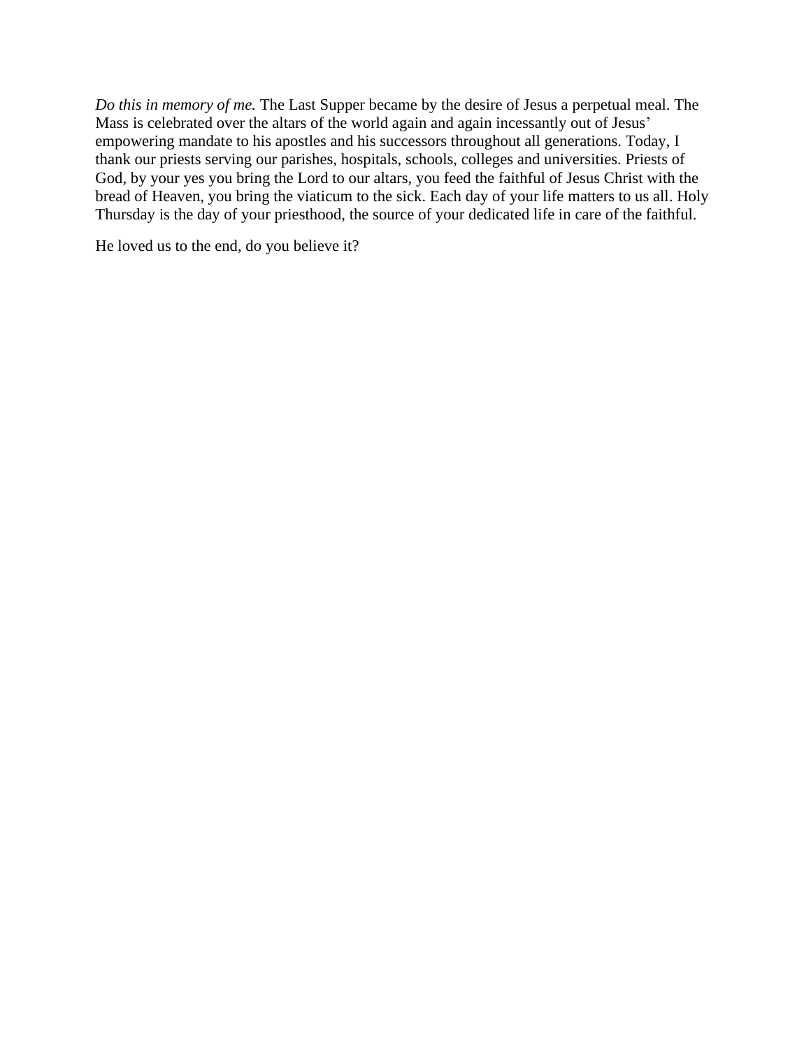*Do this in memory of me.* The Last Supper became by the desire of Jesus a perpetual meal. The Mass is celebrated over the altars of the world again and again incessantly out of Jesus' empowering mandate to his apostles and his successors throughout all generations. Today, I thank our priests serving our parishes, hospitals, schools, colleges and universities. Priests of God, by your yes you bring the Lord to our altars, you feed the faithful of Jesus Christ with the bread of Heaven, you bring the viaticum to the sick. Each day of your life matters to us all. Holy Thursday is the day of your priesthood, the source of your dedicated life in care of the faithful.

He loved us to the end, do you believe it?